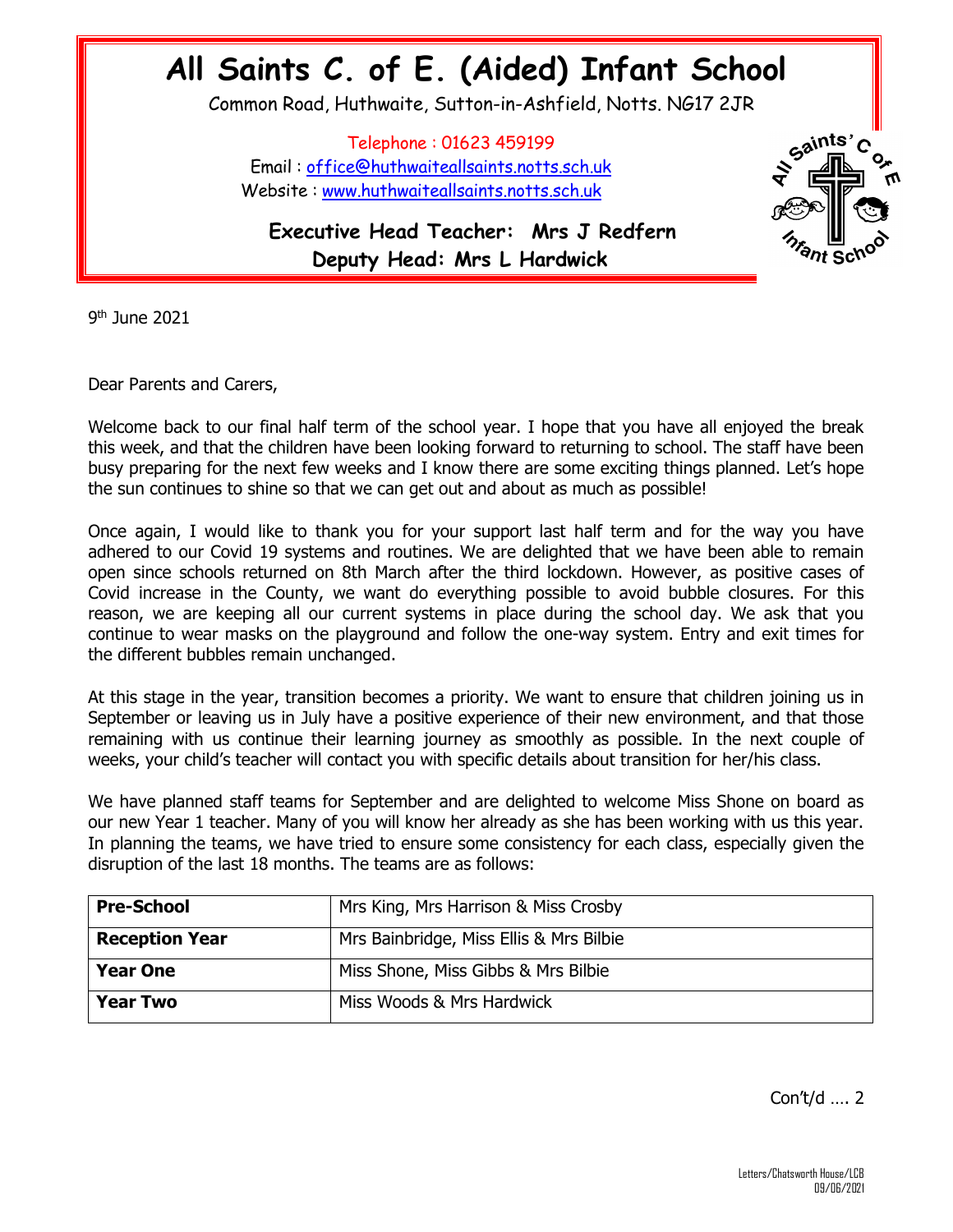# All Saints C. of E. (Aided) Infant School

Common Road, Huthwaite, Sutton-in-Ashfield, Notts. NG17 2JR

Telephone : 01623 459199
Email : office@huthwaiteallsaints.notts.sch.uk
Website : www.huthwaiteallsaints.notts.sch.uk

**Executive Head Teacher: Mrs J Redfern**
**Deputy Head: Mrs L Hardwick**

9th June 2021

Dear Parents and Carers,

Welcome back to our final half term of the school year. I hope that you have all enjoyed the break this week, and that the children have been looking forward to returning to school. The staff have been busy preparing for the next few weeks and I know there are some exciting things planned. Let's hope the sun continues to shine so that we can get out and about as much as possible!

Once again, I would like to thank you for your support last half term and for the way you have adhered to our Covid 19 systems and routines. We are delighted that we have been able to remain open since schools returned on 8th March after the third lockdown. However, as positive cases of Covid increase in the County, we want do everything possible to avoid bubble closures. For this reason, we are keeping all our current systems in place during the school day. We ask that you continue to wear masks on the playground and follow the one-way system. Entry and exit times for the different bubbles remain unchanged.

At this stage in the year, transition becomes a priority. We want to ensure that children joining us in September or leaving us in July have a positive experience of their new environment, and that those remaining with us continue their learning journey as smoothly as possible. In the next couple of weeks, your child's teacher will contact you with specific details about transition for her/his class.

We have planned staff teams for September and are delighted to welcome Miss Shone on board as our new Year 1 teacher. Many of you will know her already as she has been working with us this year. In planning the teams, we have tried to ensure some consistency for each class, especially given the disruption of the last 18 months. The teams are as follows:

| | |
|---|---|
| **Pre-School** | Mrs King, Mrs Harrison & Miss Crosby |
| **Reception Year** | Mrs Bainbridge, Miss Ellis & Mrs Bilbie |
| **Year One** | Miss Shone, Miss Gibbs & Mrs Bilbie |
| **Year Two** | Miss Woods & Mrs Hardwick |

Con't/d …. 2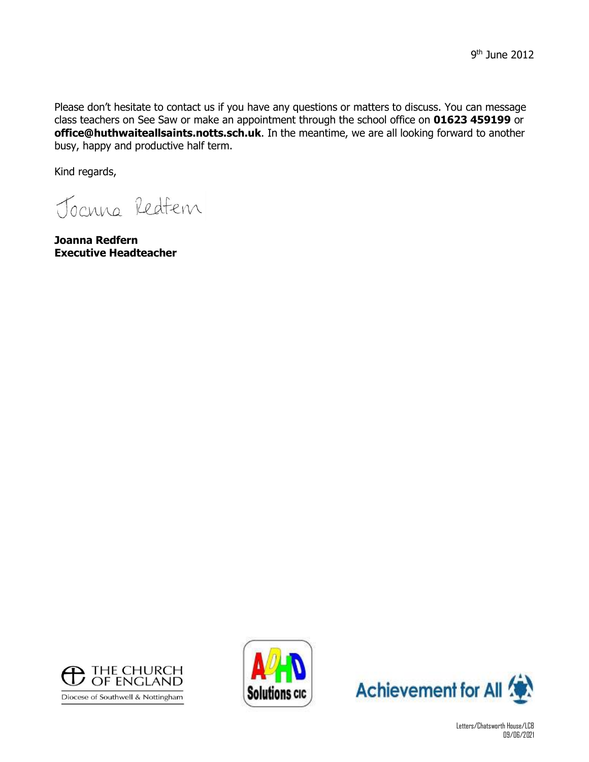9th June 2012

Please don't hesitate to contact us if you have any questions or matters to discuss. You can message class teachers on See Saw or make an appointment through the school office on **01623 459199** or **office@huthwaiteallsaints.notts.sch.uk**. In the meantime, we are all looking forward to another busy, happy and productive half term.

Kind regards,

Joanna Redfern

**Joanna Redfern**
**Executive Headteacher**

THE CHURCH OF ENGLAND
Diocese of Southwell & Nottingham

ADHD Solutions CIC

Achievement for All

Letters/Chatsworth House/LCB
09/06/2021